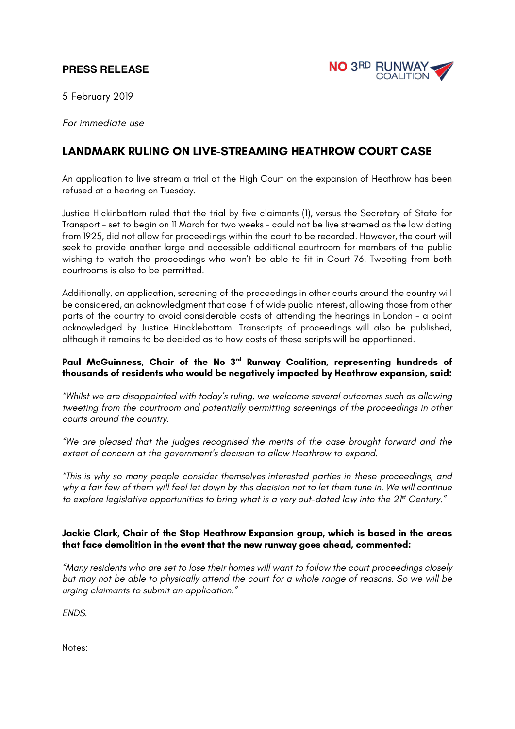**PRESS RELEASE**

NO 3RD RUNWAY COALITION

5 February 2019

*For immediate use*

## LANDMARK RULING ON LIVE-STREAMING HEATHROW COURT CASE

An application to live stream a trial at the High Court on the expansion of Heathrow has been refused at a hearing on Tuesday.

Justice Hickinbottom ruled that the trial by five claimants (1), versus the Secretary of State for Transport – set to begin on 11 March for two weeks – could not be live streamed as the law dating from 1925, did not allow for proceedings within the court to be recorded. However, the court will seek to provide another large and accessible additional courtroom for members of the public wishing to watch the proceedings who won't be able to fit in Court 76. Tweeting from both courtrooms is also to be permitted.

Additionally, on application, screening of the proceedings in other courts around the country will be considered, an acknowledgment that case if of wide public interest, allowing those from other parts of the country to avoid considerable costs of attending the hearings in London – a point acknowledged by Justice Hincklebottom. Transcripts of proceedings will also be published, although it remains to be decided as to how costs of these scripts will be apportioned.

**Paul McGuinness, Chair of the No 3rd Runway Coalition, representing hundreds of thousands of residents who would be negatively impacted by Heathrow expansion, said:**

*"Whilst we are disappointed with today's ruling, we welcome several outcomes such as allowing tweeting from the courtroom and potentially permitting screenings of the proceedings in other courts around the country.*

*"We are pleased that the judges recognised the merits of the case brought forward and the extent of concern at the government's decision to allow Heathrow to expand.*

*"This is why so many people consider themselves interested parties in these proceedings, and why a fair few of them will feel let down by this decision not to let them tune in. We will continue to explore legislative opportunities to bring what is a very out-dated law into the 21st Century."*

**Jackie Clark, Chair of the Stop Heathrow Expansion group, which is based in the areas that face demolition in the event that the new runway goes ahead, commented:**

*"Many residents who are set to lose their homes will want to follow the court proceedings closely but may not be able to physically attend the court for a whole range of reasons. So we will be urging claimants to submit an application."*

*ENDS.*

Notes: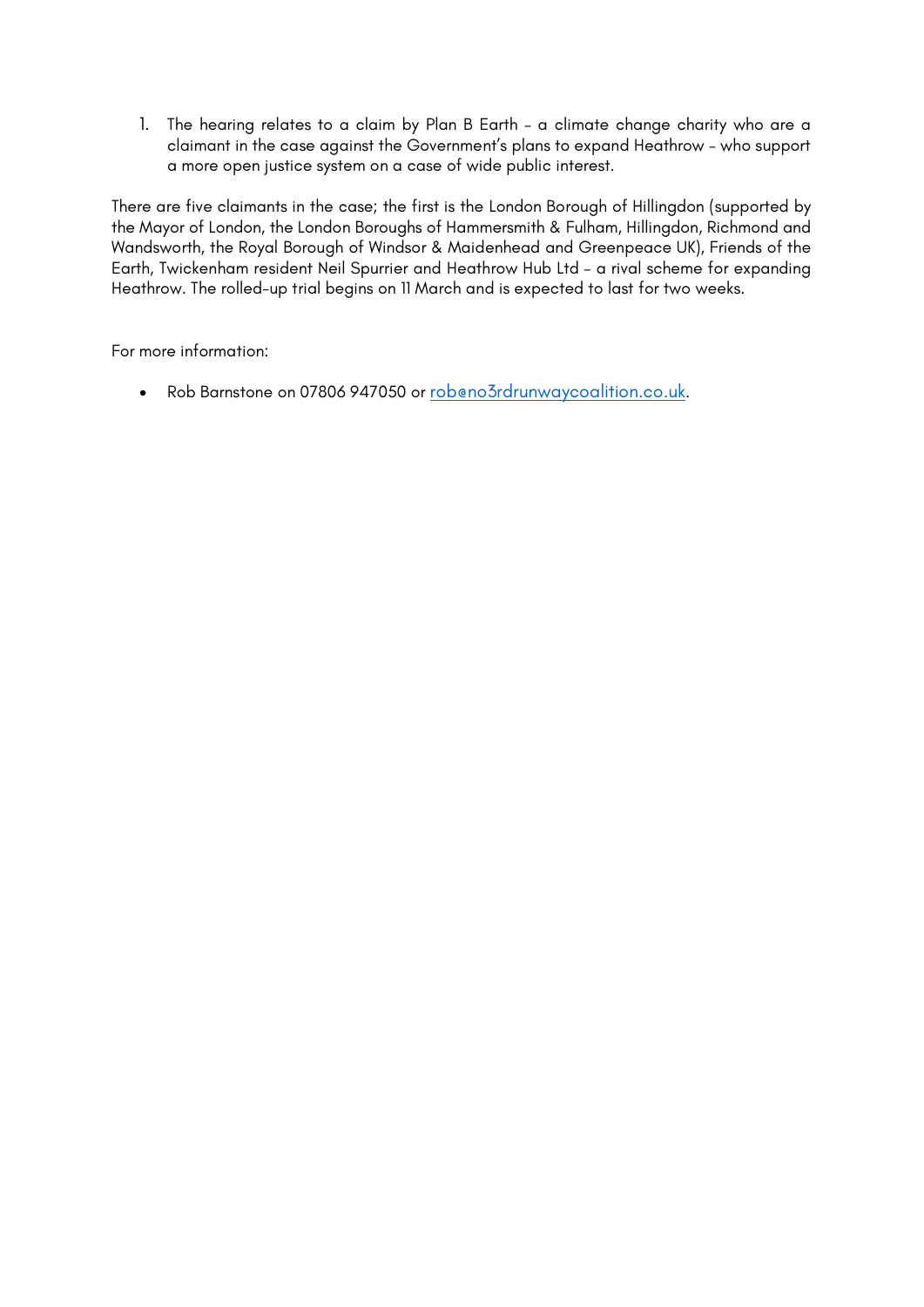1. The hearing relates to a claim by Plan B Earth – a climate change charity who are a claimant in the case against the Government's plans to expand Heathrow – who support a more open justice system on a case of wide public interest.

There are five claimants in the case; the first is the London Borough of Hillingdon (supported by the Mayor of London, the London Boroughs of Hammersmith & Fulham, Hillingdon, Richmond and Wandsworth, the Royal Borough of Windsor & Maidenhead and Greenpeace UK), Friends of the Earth, Twickenham resident Neil Spurrier and Heathrow Hub Ltd – a rival scheme for expanding Heathrow. The rolled-up trial begins on 11 March and is expected to last for two weeks.

For more information:

- Rob Barnstone on 07806 947050 or rob@no3rdrunwaycoalition.co.uk.